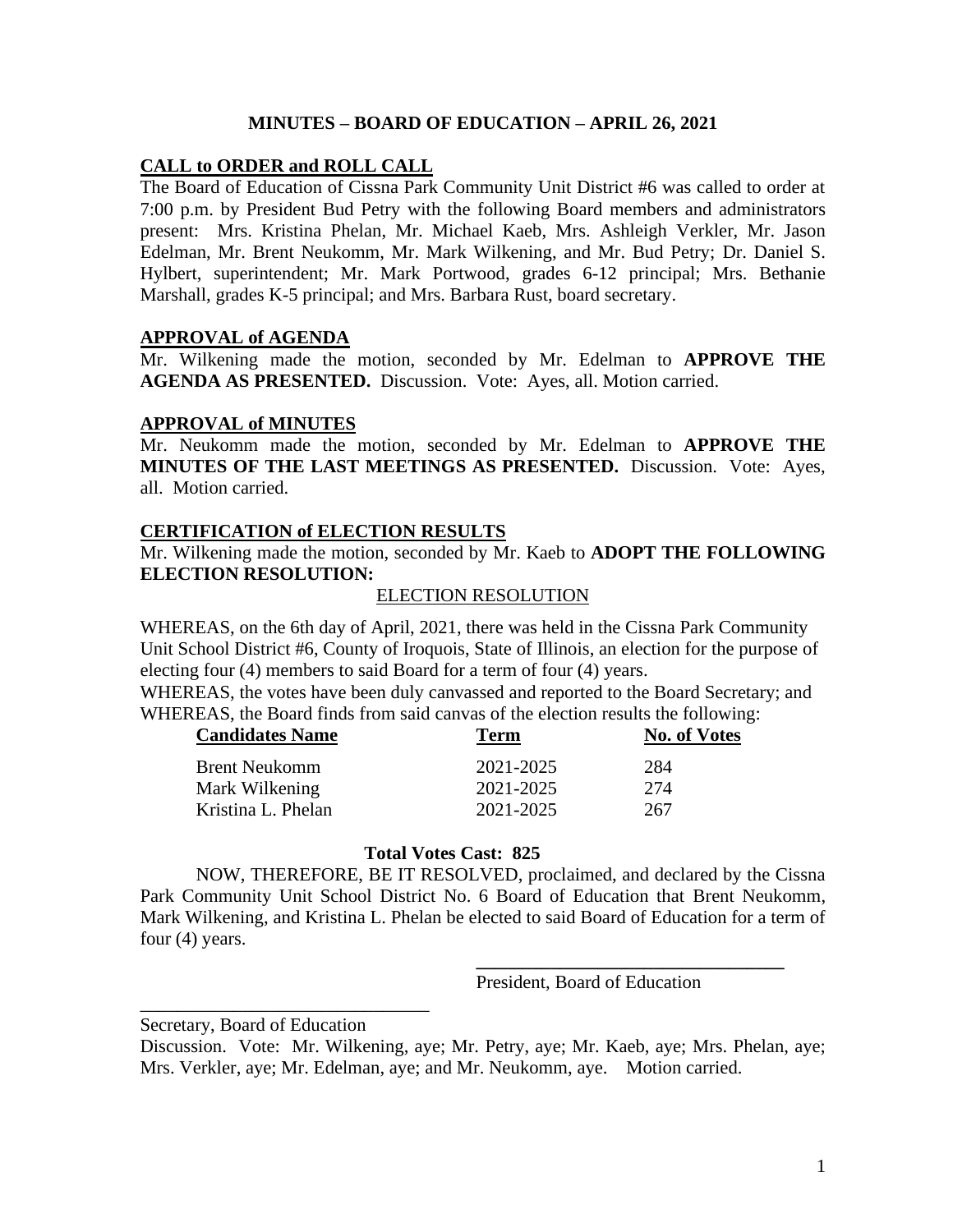# MINUTES – BOARD OF EDUCATION – APRIL 26, 2021

## CALL to ORDER and ROLL CALL

The Board of Education of Cissna Park Community Unit District #6 was called to order at 7:00 p.m. by President Bud Petry with the following Board members and administrators present: Mrs. Kristina Phelan, Mr. Michael Kaeb, Mrs. Ashleigh Verkler, Mr. Jason Edelman, Mr. Brent Neukomm, Mr. Mark Wilkening, and Mr. Bud Petry; Dr. Daniel S. Hylbert, superintendent; Mr. Mark Portwood, grades 6-12 principal; Mrs. Bethanie Marshall, grades K-5 principal; and Mrs. Barbara Rust, board secretary.

## APPROVAL of AGENDA

Mr. Wilkening made the motion, seconded by Mr. Edelman to **APPROVE THE AGENDA AS PRESENTED.** Discussion. Vote: Ayes, all. Motion carried.

## APPROVAL of MINUTES

Mr. Neukomm made the motion, seconded by Mr. Edelman to **APPROVE THE MINUTES OF THE LAST MEETINGS AS PRESENTED.** Discussion. Vote: Ayes, all. Motion carried.

## CERTIFICATION of ELECTION RESULTS

Mr. Wilkening made the motion, seconded by Mr. Kaeb to **ADOPT THE FOLLOWING ELECTION RESOLUTION:**

ELECTION RESOLUTION

WHEREAS, on the 6th day of April, 2021, there was held in the Cissna Park Community Unit School District #6, County of Iroquois, State of Illinois, an election for the purpose of electing four (4) members to said Board for a term of four (4) years.

WHEREAS, the votes have been duly canvassed and reported to the Board Secretary; and

WHEREAS, the Board finds from said canvas of the election results the following:

| Candidates Name | Term | No. of Votes |
|---|---|---|
| Brent Neukomm | 2021-2025 | 284 |
| Mark Wilkening | 2021-2025 | 274 |
| Kristina L. Phelan | 2021-2025 | 267 |

**Total Votes Cast: 825**

NOW, THEREFORE, BE IT RESOLVED, proclaimed, and declared by the Cissna Park Community Unit School District No. 6 Board of Education that Brent Neukomm, Mark Wilkening, and Kristina L. Phelan be elected to said Board of Education for a term of four (4) years.

\_\_\_\_\_\_\_\_\_\_\_\_\_\_\_\_\_\_\_\_\_\_\_\_\_\_\_\_\_\_\_\_
President, Board of Education

\_\_\_\_\_\_\_\_\_\_\_\_\_\_\_\_\_\_\_\_\_\_\_\_\_\_\_\_\_\_\_\_
Secretary, Board of Education

Discussion. Vote: Mr. Wilkening, aye; Mr. Petry, aye; Mr. Kaeb, aye; Mrs. Phelan, aye; Mrs. Verkler, aye; Mr. Edelman, aye; and Mr. Neukomm, aye. Motion carried.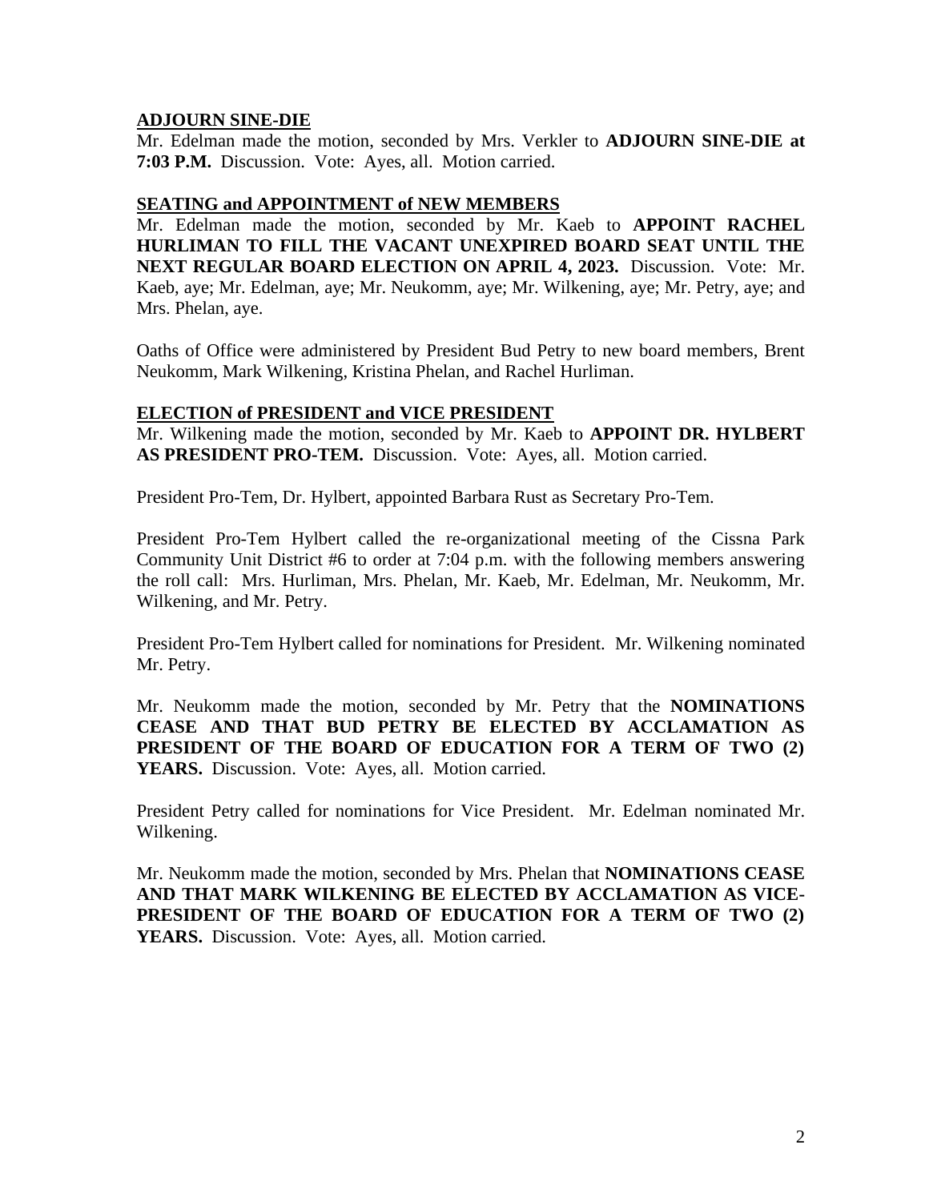**ADJOURN SINE-DIE**

Mr. Edelman made the motion, seconded by Mrs. Verkler to **ADJOURN SINE-DIE at 7:03 P.M.** Discussion. Vote: Ayes, all. Motion carried.

**SEATING and APPOINTMENT of NEW MEMBERS**

Mr. Edelman made the motion, seconded by Mr. Kaeb to **APPOINT RACHEL HURLIMAN TO FILL THE VACANT UNEXPIRED BOARD SEAT UNTIL THE NEXT REGULAR BOARD ELECTION ON APRIL 4, 2023.** Discussion. Vote: Mr. Kaeb, aye; Mr. Edelman, aye; Mr. Neukomm, aye; Mr. Wilkening, aye; Mr. Petry, aye; and Mrs. Phelan, aye.

Oaths of Office were administered by President Bud Petry to new board members, Brent Neukomm, Mark Wilkening, Kristina Phelan, and Rachel Hurliman.

**ELECTION of PRESIDENT and VICE PRESIDENT**

Mr. Wilkening made the motion, seconded by Mr. Kaeb to **APPOINT DR. HYLBERT AS PRESIDENT PRO-TEM.** Discussion. Vote: Ayes, all. Motion carried.

President Pro-Tem, Dr. Hylbert, appointed Barbara Rust as Secretary Pro-Tem.

President Pro-Tem Hylbert called the re-organizational meeting of the Cissna Park Community Unit District #6 to order at 7:04 p.m. with the following members answering the roll call: Mrs. Hurliman, Mrs. Phelan, Mr. Kaeb, Mr. Edelman, Mr. Neukomm, Mr. Wilkening, and Mr. Petry.

President Pro-Tem Hylbert called for nominations for President. Mr. Wilkening nominated Mr. Petry.

Mr. Neukomm made the motion, seconded by Mr. Petry that the **NOMINATIONS CEASE AND THAT BUD PETRY BE ELECTED BY ACCLAMATION AS PRESIDENT OF THE BOARD OF EDUCATION FOR A TERM OF TWO (2) YEARS.** Discussion. Vote: Ayes, all. Motion carried.

President Petry called for nominations for Vice President. Mr. Edelman nominated Mr. Wilkening.

Mr. Neukomm made the motion, seconded by Mrs. Phelan that **NOMINATIONS CEASE AND THAT MARK WILKENING BE ELECTED BY ACCLAMATION AS VICE-PRESIDENT OF THE BOARD OF EDUCATION FOR A TERM OF TWO (2) YEARS.** Discussion. Vote: Ayes, all. Motion carried.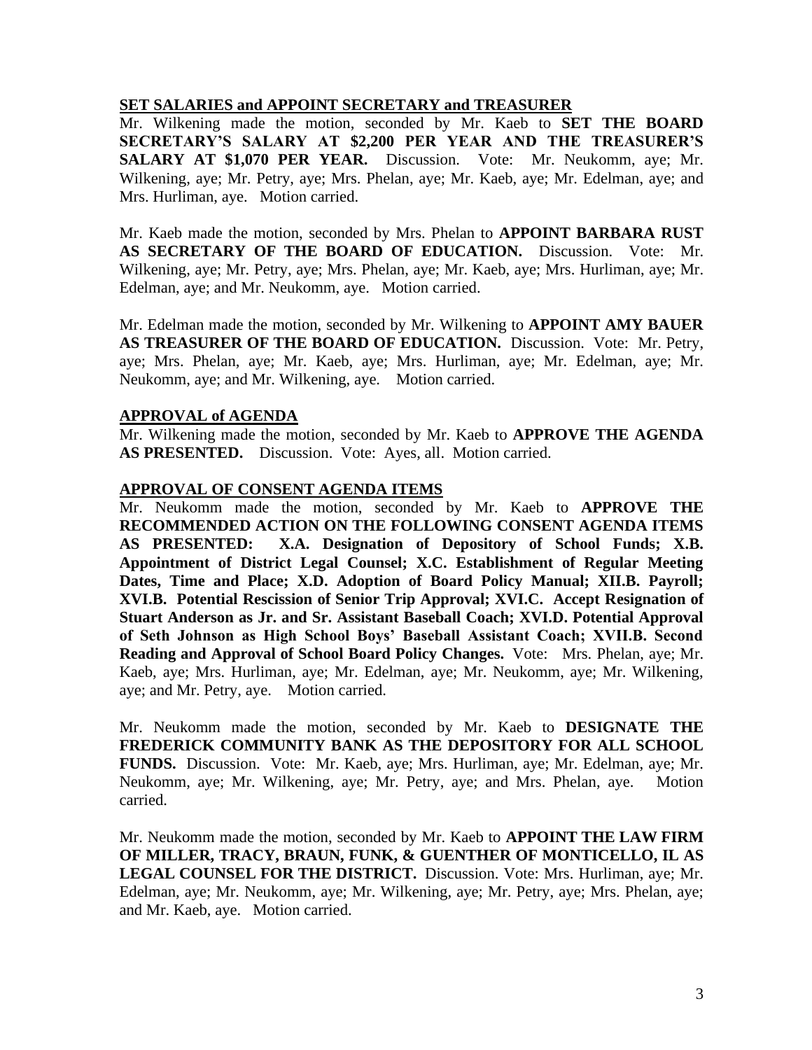**SET SALARIES and APPOINT SECRETARY and TREASURER**

Mr. Wilkening made the motion, seconded by Mr. Kaeb to **SET THE BOARD SECRETARY'S SALARY AT $2,200 PER YEAR AND THE TREASURER'S SALARY AT $1,070 PER YEAR.** Discussion. Vote: Mr. Neukomm, aye; Mr. Wilkening, aye; Mr. Petry, aye; Mrs. Phelan, aye; Mr. Kaeb, aye; Mr. Edelman, aye; and Mrs. Hurliman, aye. Motion carried.

Mr. Kaeb made the motion, seconded by Mrs. Phelan to **APPOINT BARBARA RUST AS SECRETARY OF THE BOARD OF EDUCATION.** Discussion. Vote: Mr. Wilkening, aye; Mr. Petry, aye; Mrs. Phelan, aye; Mr. Kaeb, aye; Mrs. Hurliman, aye; Mr. Edelman, aye; and Mr. Neukomm, aye. Motion carried.

Mr. Edelman made the motion, seconded by Mr. Wilkening to **APPOINT AMY BAUER AS TREASURER OF THE BOARD OF EDUCATION.** Discussion. Vote: Mr. Petry, aye; Mrs. Phelan, aye; Mr. Kaeb, aye; Mrs. Hurliman, aye; Mr. Edelman, aye; Mr. Neukomm, aye; and Mr. Wilkening, aye. Motion carried.

**APPROVAL of AGENDA**

Mr. Wilkening made the motion, seconded by Mr. Kaeb to **APPROVE THE AGENDA AS PRESENTED.** Discussion. Vote: Ayes, all. Motion carried.

**APPROVAL OF CONSENT AGENDA ITEMS**

Mr. Neukomm made the motion, seconded by Mr. Kaeb to **APPROVE THE RECOMMENDED ACTION ON THE FOLLOWING CONSENT AGENDA ITEMS AS PRESENTED: X.A. Designation of Depository of School Funds; X.B. Appointment of District Legal Counsel; X.C. Establishment of Regular Meeting Dates, Time and Place; X.D. Adoption of Board Policy Manual; XII.B. Payroll; XVI.B. Potential Rescission of Senior Trip Approval; XVI.C. Accept Resignation of Stuart Anderson as Jr. and Sr. Assistant Baseball Coach; XVI.D. Potential Approval of Seth Johnson as High School Boys' Baseball Assistant Coach; XVII.B. Second Reading and Approval of School Board Policy Changes.** Vote: Mrs. Phelan, aye; Mr. Kaeb, aye; Mrs. Hurliman, aye; Mr. Edelman, aye; Mr. Neukomm, aye; Mr. Wilkening, aye; and Mr. Petry, aye. Motion carried.

Mr. Neukomm made the motion, seconded by Mr. Kaeb to **DESIGNATE THE FREDERICK COMMUNITY BANK AS THE DEPOSITORY FOR ALL SCHOOL FUNDS.** Discussion. Vote: Mr. Kaeb, aye; Mrs. Hurliman, aye; Mr. Edelman, aye; Mr. Neukomm, aye; Mr. Wilkening, aye; Mr. Petry, aye; and Mrs. Phelan, aye. Motion carried.

Mr. Neukomm made the motion, seconded by Mr. Kaeb to **APPOINT THE LAW FIRM OF MILLER, TRACY, BRAUN, FUNK, & GUENTHER OF MONTICELLO, IL AS LEGAL COUNSEL FOR THE DISTRICT.** Discussion. Vote: Mrs. Hurliman, aye; Mr. Edelman, aye; Mr. Neukomm, aye; Mr. Wilkening, aye; Mr. Petry, aye; Mrs. Phelan, aye; and Mr. Kaeb, aye. Motion carried.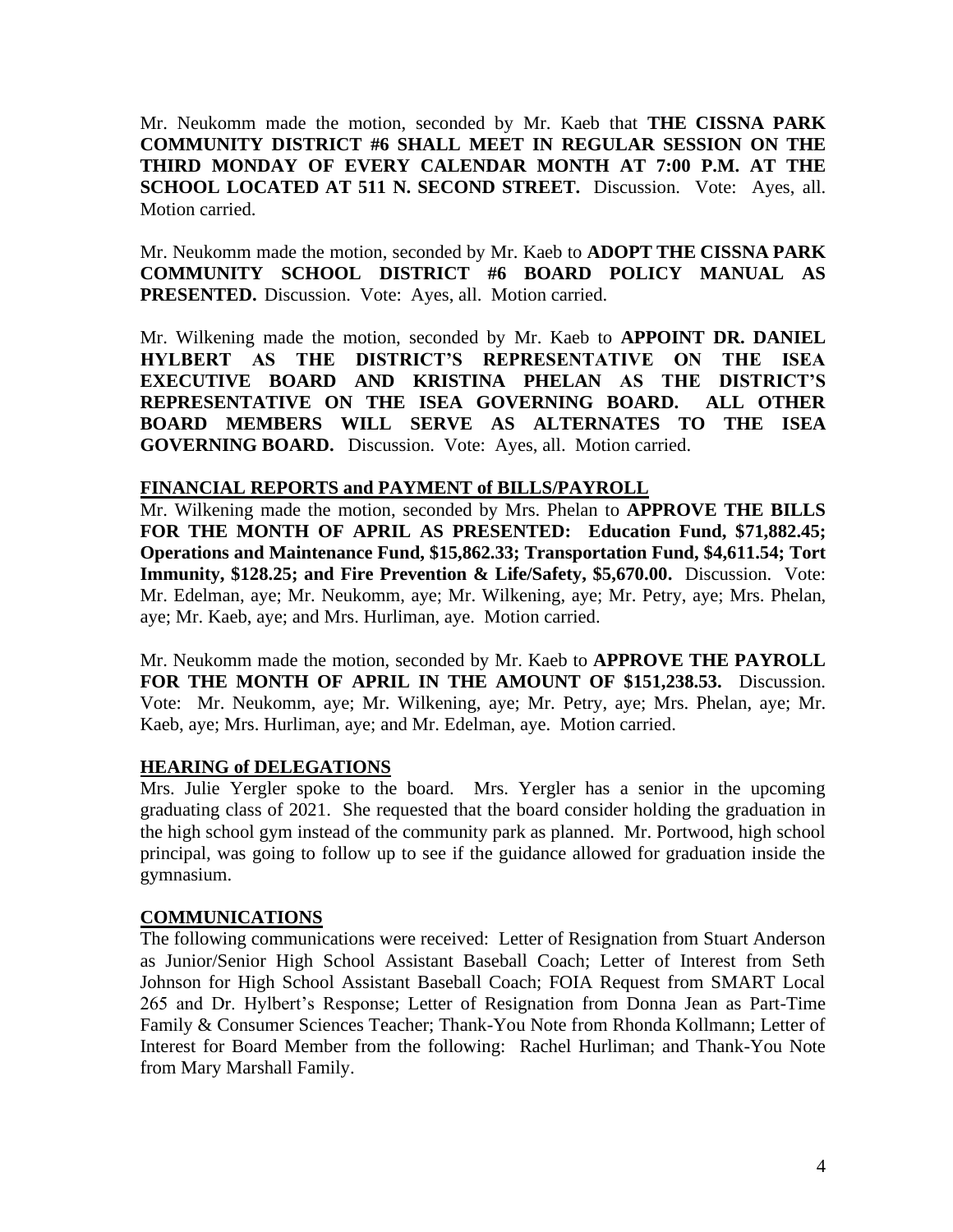Mr. Neukomm made the motion, seconded by Mr. Kaeb that **THE CISSNA PARK COMMUNITY DISTRICT #6 SHALL MEET IN REGULAR SESSION ON THE THIRD MONDAY OF EVERY CALENDAR MONTH AT 7:00 P.M. AT THE SCHOOL LOCATED AT 511 N. SECOND STREET.** Discussion. Vote: Ayes, all. Motion carried.

Mr. Neukomm made the motion, seconded by Mr. Kaeb to **ADOPT THE CISSNA PARK COMMUNITY SCHOOL DISTRICT #6 BOARD POLICY MANUAL AS PRESENTED.** Discussion. Vote: Ayes, all. Motion carried.

Mr. Wilkening made the motion, seconded by Mr. Kaeb to **APPOINT DR. DANIEL HYLBERT AS THE DISTRICT'S REPRESENTATIVE ON THE ISEA EXECUTIVE BOARD AND KRISTINA PHELAN AS THE DISTRICT'S REPRESENTATIVE ON THE ISEA GOVERNING BOARD. ALL OTHER BOARD MEMBERS WILL SERVE AS ALTERNATES TO THE ISEA GOVERNING BOARD.** Discussion. Vote: Ayes, all. Motion carried.

## FINANCIAL REPORTS and PAYMENT of BILLS/PAYROLL

Mr. Wilkening made the motion, seconded by Mrs. Phelan to **APPROVE THE BILLS FOR THE MONTH OF APRIL AS PRESENTED: Education Fund, $71,882.45; Operations and Maintenance Fund, $15,862.33; Transportation Fund, $4,611.54; Tort Immunity, $128.25; and Fire Prevention & Life/Safety, $5,670.00.** Discussion. Vote: Mr. Edelman, aye; Mr. Neukomm, aye; Mr. Wilkening, aye; Mr. Petry, aye; Mrs. Phelan, aye; Mr. Kaeb, aye; and Mrs. Hurliman, aye. Motion carried.

Mr. Neukomm made the motion, seconded by Mr. Kaeb to **APPROVE THE PAYROLL FOR THE MONTH OF APRIL IN THE AMOUNT OF $151,238.53.** Discussion. Vote: Mr. Neukomm, aye; Mr. Wilkening, aye; Mr. Petry, aye; Mrs. Phelan, aye; Mr. Kaeb, aye; Mrs. Hurliman, aye; and Mr. Edelman, aye. Motion carried.

## HEARING of DELEGATIONS

Mrs. Julie Yergler spoke to the board. Mrs. Yergler has a senior in the upcoming graduating class of 2021. She requested that the board consider holding the graduation in the high school gym instead of the community park as planned. Mr. Portwood, high school principal, was going to follow up to see if the guidance allowed for graduation inside the gymnasium.

## COMMUNICATIONS

The following communications were received: Letter of Resignation from Stuart Anderson as Junior/Senior High School Assistant Baseball Coach; Letter of Interest from Seth Johnson for High School Assistant Baseball Coach; FOIA Request from SMART Local 265 and Dr. Hylbert's Response; Letter of Resignation from Donna Jean as Part-Time Family & Consumer Sciences Teacher; Thank-You Note from Rhonda Kollmann; Letter of Interest for Board Member from the following: Rachel Hurliman; and Thank-You Note from Mary Marshall Family.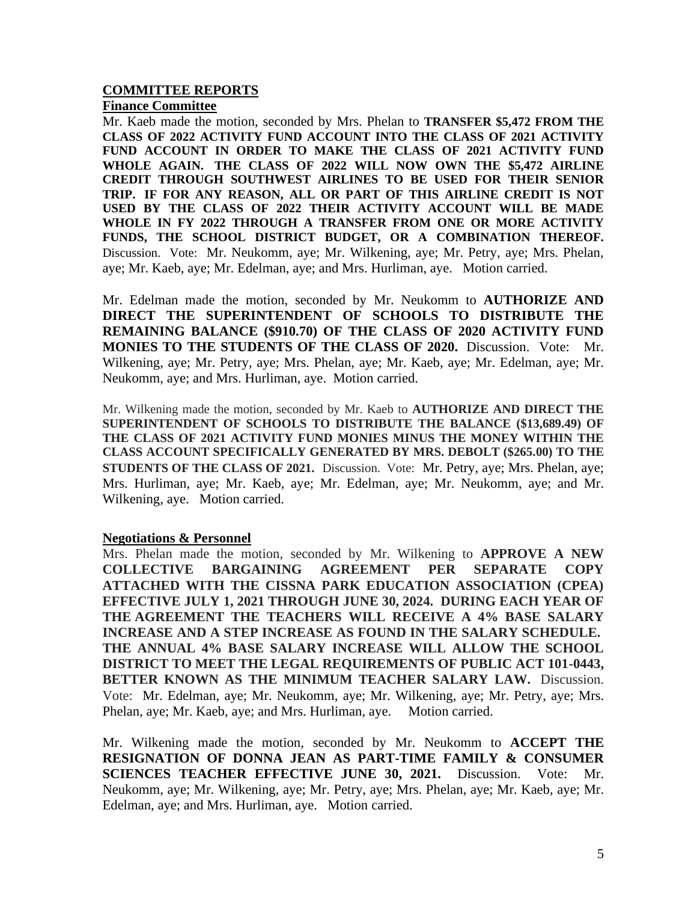## COMMITTEE REPORTS

### Finance Committee

Mr. Kaeb made the motion, seconded by Mrs. Phelan to **TRANSFER $5,472 FROM THE CLASS OF 2022 ACTIVITY FUND ACCOUNT INTO THE CLASS OF 2021 ACTIVITY FUND ACCOUNT IN ORDER TO MAKE THE CLASS OF 2021 ACTIVITY FUND WHOLE AGAIN. THE CLASS OF 2022 WILL NOW OWN THE $5,472 AIRLINE CREDIT THROUGH SOUTHWEST AIRLINES TO BE USED FOR THEIR SENIOR TRIP. IF FOR ANY REASON, ALL OR PART OF THIS AIRLINE CREDIT IS NOT USED BY THE CLASS OF 2022 THEIR ACTIVITY ACCOUNT WILL BE MADE WHOLE IN FY 2022 THROUGH A TRANSFER FROM ONE OR MORE ACTIVITY FUNDS, THE SCHOOL DISTRICT BUDGET, OR A COMBINATION THEREOF.** Discussion. Vote: Mr. Neukomm, aye; Mr. Wilkening, aye; Mr. Petry, aye; Mrs. Phelan, aye; Mr. Kaeb, aye; Mr. Edelman, aye; and Mrs. Hurliman, aye. Motion carried.

Mr. Edelman made the motion, seconded by Mr. Neukomm to **AUTHORIZE AND DIRECT THE SUPERINTENDENT OF SCHOOLS TO DISTRIBUTE THE REMAINING BALANCE ($910.70) OF THE CLASS OF 2020 ACTIVITY FUND MONIES TO THE STUDENTS OF THE CLASS OF 2020.** Discussion. Vote: Mr. Wilkening, aye; Mr. Petry, aye; Mrs. Phelan, aye; Mr. Kaeb, aye; Mr. Edelman, aye; Mr. Neukomm, aye; and Mrs. Hurliman, aye. Motion carried.

Mr. Wilkening made the motion, seconded by Mr. Kaeb to **AUTHORIZE AND DIRECT THE SUPERINTENDENT OF SCHOOLS TO DISTRIBUTE THE BALANCE ($13,689.49) OF THE CLASS OF 2021 ACTIVITY FUND MONIES MINUS THE MONEY WITHIN THE CLASS ACCOUNT SPECIFICALLY GENERATED BY MRS. DEBOLT ($265.00) TO THE STUDENTS OF THE CLASS OF 2021.** Discussion. Vote: Mr. Petry, aye; Mrs. Phelan, aye; Mrs. Hurliman, aye; Mr. Kaeb, aye; Mr. Edelman, aye; Mr. Neukomm, aye; and Mr. Wilkening, aye. Motion carried.

### Negotiations & Personnel

Mrs. Phelan made the motion, seconded by Mr. Wilkening to **APPROVE A NEW COLLECTIVE BARGAINING AGREEMENT PER SEPARATE COPY ATTACHED WITH THE CISSNA PARK EDUCATION ASSOCIATION (CPEA) EFFECTIVE JULY 1, 2021 THROUGH JUNE 30, 2024. DURING EACH YEAR OF THE AGREEMENT THE TEACHERS WILL RECEIVE A 4% BASE SALARY INCREASE AND A STEP INCREASE AS FOUND IN THE SALARY SCHEDULE. THE ANNUAL 4% BASE SALARY INCREASE WILL ALLOW THE SCHOOL DISTRICT TO MEET THE LEGAL REQUIREMENTS OF PUBLIC ACT 101-0443, BETTER KNOWN AS THE MINIMUM TEACHER SALARY LAW.** Discussion. Vote: Mr. Edelman, aye; Mr. Neukomm, aye; Mr. Wilkening, aye; Mr. Petry, aye; Mrs. Phelan, aye; Mr. Kaeb, aye; and Mrs. Hurliman, aye. Motion carried.

Mr. Wilkening made the motion, seconded by Mr. Neukomm to **ACCEPT THE RESIGNATION OF DONNA JEAN AS PART-TIME FAMILY & CONSUMER SCIENCES TEACHER EFFECTIVE JUNE 30, 2021.** Discussion. Vote: Mr. Neukomm, aye; Mr. Wilkening, aye; Mr. Petry, aye; Mrs. Phelan, aye; Mr. Kaeb, aye; Mr. Edelman, aye; and Mrs. Hurliman, aye. Motion carried.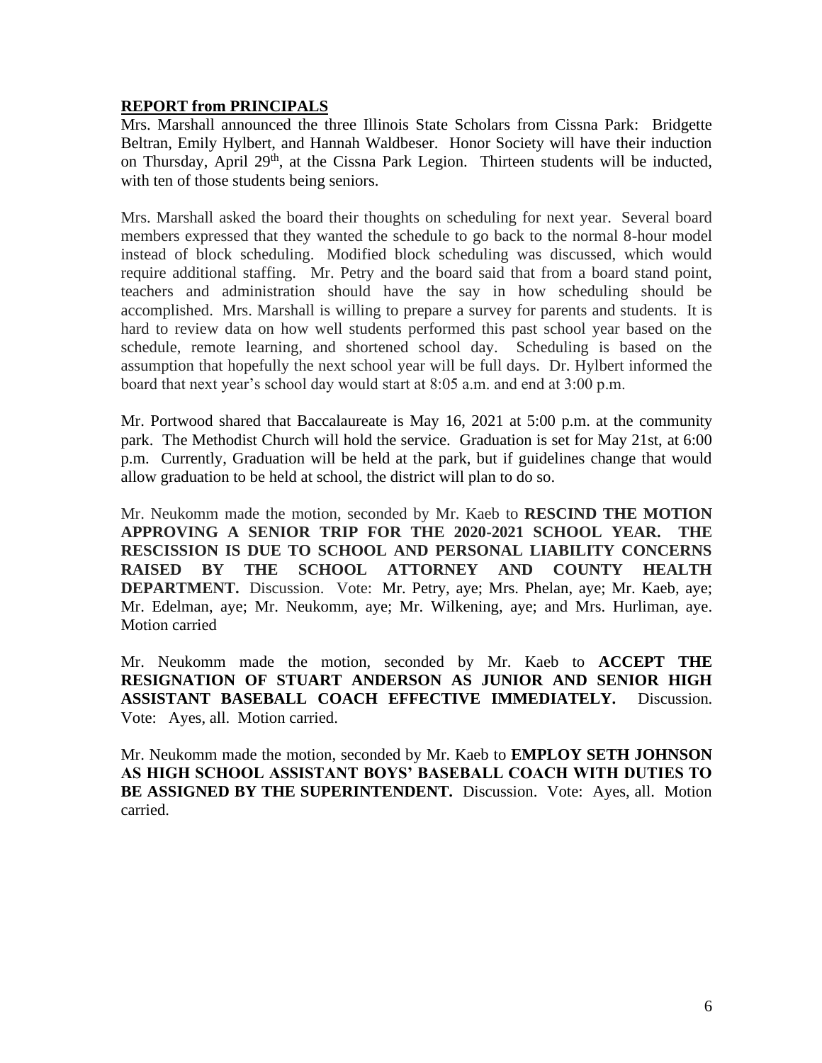**REPORT from PRINCIPALS**

Mrs. Marshall announced the three Illinois State Scholars from Cissna Park: Bridgette Beltran, Emily Hylbert, and Hannah Waldbeser. Honor Society will have their induction on Thursday, April 29th, at the Cissna Park Legion. Thirteen students will be inducted, with ten of those students being seniors.

Mrs. Marshall asked the board their thoughts on scheduling for next year. Several board members expressed that they wanted the schedule to go back to the normal 8-hour model instead of block scheduling. Modified block scheduling was discussed, which would require additional staffing. Mr. Petry and the board said that from a board stand point, teachers and administration should have the say in how scheduling should be accomplished. Mrs. Marshall is willing to prepare a survey for parents and students. It is hard to review data on how well students performed this past school year based on the schedule, remote learning, and shortened school day. Scheduling is based on the assumption that hopefully the next school year will be full days. Dr. Hylbert informed the board that next year's school day would start at 8:05 a.m. and end at 3:00 p.m.

Mr. Portwood shared that Baccalaureate is May 16, 2021 at 5:00 p.m. at the community park. The Methodist Church will hold the service. Graduation is set for May 21st, at 6:00 p.m. Currently, Graduation will be held at the park, but if guidelines change that would allow graduation to be held at school, the district will plan to do so.

Mr. Neukomm made the motion, seconded by Mr. Kaeb to **RESCIND THE MOTION APPROVING A SENIOR TRIP FOR THE 2020-2021 SCHOOL YEAR. THE RESCISSION IS DUE TO SCHOOL AND PERSONAL LIABILITY CONCERNS RAISED BY THE SCHOOL ATTORNEY AND COUNTY HEALTH DEPARTMENT.** Discussion. Vote: Mr. Petry, aye; Mrs. Phelan, aye; Mr. Kaeb, aye; Mr. Edelman, aye; Mr. Neukomm, aye; Mr. Wilkening, aye; and Mrs. Hurliman, aye. Motion carried

Mr. Neukomm made the motion, seconded by Mr. Kaeb to **ACCEPT THE RESIGNATION OF STUART ANDERSON AS JUNIOR AND SENIOR HIGH ASSISTANT BASEBALL COACH EFFECTIVE IMMEDIATELY.** Discussion. Vote: Ayes, all. Motion carried.

Mr. Neukomm made the motion, seconded by Mr. Kaeb to **EMPLOY SETH JOHNSON AS HIGH SCHOOL ASSISTANT BOYS' BASEBALL COACH WITH DUTIES TO BE ASSIGNED BY THE SUPERINTENDENT.** Discussion. Vote: Ayes, all. Motion carried.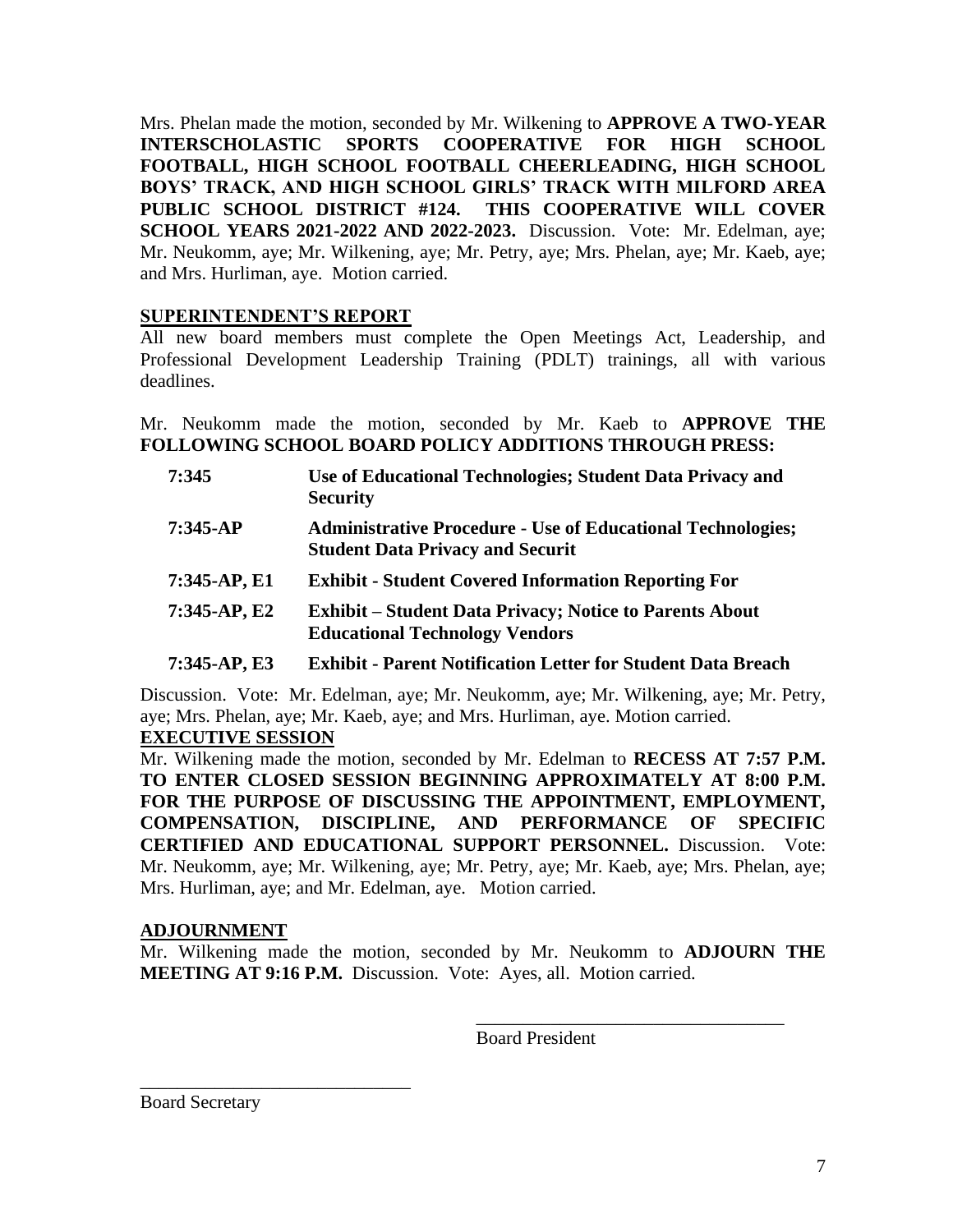Mrs. Phelan made the motion, seconded by Mr. Wilkening to **APPROVE A TWO-YEAR INTERSCHOLASTIC SPORTS COOPERATIVE FOR HIGH SCHOOL FOOTBALL, HIGH SCHOOL FOOTBALL CHEERLEADING, HIGH SCHOOL BOYS' TRACK, AND HIGH SCHOOL GIRLS' TRACK WITH MILFORD AREA PUBLIC SCHOOL DISTRICT #124. THIS COOPERATIVE WILL COVER SCHOOL YEARS 2021-2022 AND 2022-2023.** Discussion. Vote: Mr. Edelman, aye; Mr. Neukomm, aye; Mr. Wilkening, aye; Mr. Petry, aye; Mrs. Phelan, aye; Mr. Kaeb, aye; and Mrs. Hurliman, aye. Motion carried.

## SUPERINTENDENT'S REPORT

All new board members must complete the Open Meetings Act, Leadership, and Professional Development Leadership Training (PDLT) trainings, all with various deadlines.

Mr. Neukomm made the motion, seconded by Mr. Kaeb to **APPROVE THE FOLLOWING SCHOOL BOARD POLICY ADDITIONS THROUGH PRESS:**

| | |
|---|---|
| **7:345** | **Use of Educational Technologies; Student Data Privacy and Security** |
| **7:345-AP** | **Administrative Procedure - Use of Educational Technologies; Student Data Privacy and Securit** |
| **7:345-AP, E1** | **Exhibit - Student Covered Information Reporting For** |
| **7:345-AP, E2** | **Exhibit – Student Data Privacy; Notice to Parents About Educational Technology Vendors** |
| **7:345-AP, E3** | **Exhibit - Parent Notification Letter for Student Data Breach** |

Discussion. Vote: Mr. Edelman, aye; Mr. Neukomm, aye; Mr. Wilkening, aye; Mr. Petry, aye; Mrs. Phelan, aye; Mr. Kaeb, aye; and Mrs. Hurliman, aye. Motion carried.

## EXECUTIVE SESSION

Mr. Wilkening made the motion, seconded by Mr. Edelman to **RECESS AT 7:57 P.M. TO ENTER CLOSED SESSION BEGINNING APPROXIMATELY AT 8:00 P.M. FOR THE PURPOSE OF DISCUSSING THE APPOINTMENT, EMPLOYMENT, COMPENSATION, DISCIPLINE, AND PERFORMANCE OF SPECIFIC CERTIFIED AND EDUCATIONAL SUPPORT PERSONNEL.** Discussion. Vote: Mr. Neukomm, aye; Mr. Wilkening, aye; Mr. Petry, aye; Mr. Kaeb, aye; Mrs. Phelan, aye; Mrs. Hurliman, aye; and Mr. Edelman, aye. Motion carried.

## ADJOURNMENT

Mr. Wilkening made the motion, seconded by Mr. Neukomm to **ADJOURN THE MEETING AT 9:16 P.M.** Discussion. Vote: Ayes, all. Motion carried.

\_\_\_\_\_\_\_\_\_\_\_\_\_\_\_\_\_\_\_\_\_\_\_\_\_\_\_\_\_\_\_\_\_\_
Board President

\_\_\_\_\_\_\_\_\_\_\_\_\_\_\_\_\_\_\_\_\_\_\_\_\_\_\_\_\_\_
Board Secretary